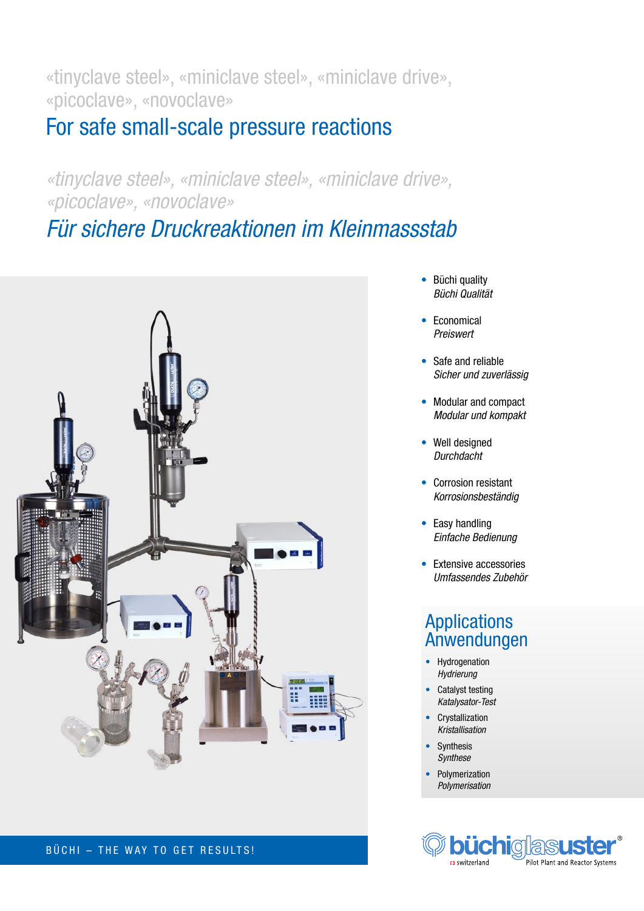«tinyclave steel», «miniclave steel», «miniclave drive», «picoclave», «novoclave»

# For safe small-scale pressure reactions

*«tinyclave steel», «miniclave steel», «miniclave drive», «picoclave», «novoclave»*

# *Für sichere Druckreaktionen im Kleinmassstab*

- Büchi quality
  *Büchi Qualität*
- Economical
  *Preiswert*
- Safe and reliable
  *Sicher und zuverlässig*
- Modular and compact
  *Modular und kompakt*
- Well designed
  *Durchdacht*
- Corrosion resistant
  *Korrosionsbeständig*
- Easy handling
  *Einfache Bedienung*
- Extensive accessories
  *Umfassendes Zubehör*

## Applications
## *Anwendungen*

- Hydrogenation
  *Hydrierung*
- Catalyst testing
  *Katalysator-Test*
- Crystallization
  *Kristallisation*
- Synthesis
  *Synthese*
- Polymerization
  *Polymerisation*

BÜCHI – THE WAY TO GET RESULTS!

büchiglasuster® switzerland Pilot Plant and Reactor Systems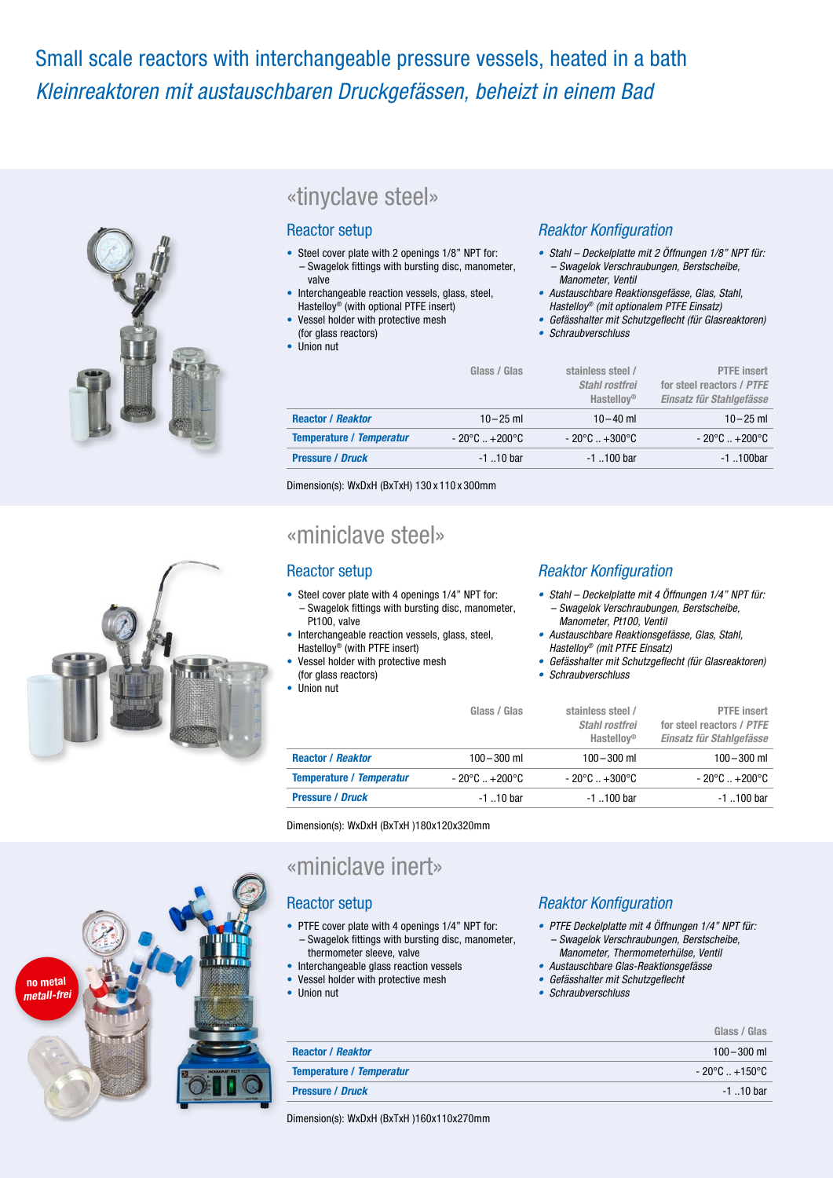# Small scale reactors with interchangeable pressure vessels, heated in a bath

*Kleinreaktoren mit austauschbaren Druckgefässen, beheizt in einem Bad*

## «tinyclave steel»

### Reactor setup

- Steel cover plate with 2 openings 1/8" NPT for:
  – Swagelok fittings with bursting disc, manometer, valve
- Interchangeable reaction vessels, glass, steel, Hastelloy® (with optional PTFE insert)
- Vessel holder with protective mesh (for glass reactors)
- Union nut

### *Reaktor Konfiguration*

- *Stahl – Deckelplatte mit 2 Öffnungen 1/8" NPT für:*
  *– Swagelok Verschraubungen, Berstscheibe, Manometer, Ventil*
- *Austauschbare Reaktionsgefässe, Glas, Stahl, Hastelloy® (mit optionalem PTFE Einsatz)*
- *Gefässhalter mit Schutzgeflecht (für Glasreaktoren)*
- *Schraubverschluss*

| | Glass / *Glas* | stainless steel / *Stahl rostfrei* Hastelloy® | PTFE insert for steel reactors / *PTFE Einsatz für Stahlgefässe* |
|---|---|---|---|
| **Reactor** / ***Reaktor*** | 10 – 25 ml | 10 – 40 ml | 10 – 25 ml |
| **Temperature** / ***Temperatur*** | - 20°C .. +200°C | - 20°C .. +300°C | - 20°C .. +200°C |
| **Pressure** / ***Druck*** | -1 ..10 bar | -1 ..100 bar | -1 ..100bar |

Dimension(s): WxDxH (BxTxH) 130 x 110 x 300mm

## «miniclave steel»

### Reactor setup

- Steel cover plate with 4 openings 1/4" NPT for:
  – Swagelok fittings with bursting disc, manometer, Pt100, valve
- Interchangeable reaction vessels, glass, steel, Hastelloy® (with PTFE insert)
- Vessel holder with protective mesh (for glass reactors)
- Union nut

### *Reaktor Konfiguration*

- *Stahl – Deckelplatte mit 4 Öffnungen 1/4" NPT für:*
  *– Swagelok Verschraubungen, Berstscheibe, Manometer, Pt100, Ventil*
- *Austauschbare Reaktionsgefässe, Glas, Stahl, Hastelloy® (mit PTFE Einsatz)*
- *Gefässhalter mit Schutzgeflecht (für Glasreaktoren)*
- *Schraubverschluss*

| | Glass / *Glas* | stainless steel / *Stahl rostfrei* Hastelloy® | PTFE insert for steel reactors / *PTFE Einsatz für Stahlgefässe* |
|---|---|---|---|
| **Reactor** / ***Reaktor*** | 100 – 300 ml | 100 – 300 ml | 100 – 300 ml |
| **Temperature** / ***Temperatur*** | - 20°C .. +200°C | - 20°C .. +300°C | - 20°C .. +200°C |
| **Pressure** / ***Druck*** | -1 ..10 bar | -1 ..100 bar | -1 ..100 bar |

Dimension(s): WxDxH (BxTxH )180x120x320mm

## «miniclave inert»

no metal *metall-frei*

### Reactor setup

- PTFE cover plate with 4 openings 1/4" NPT for:
  – Swagelok fittings with bursting disc, manometer, thermometer sleeve, valve
- Interchangeable glass reaction vessels
- Vessel holder with protective mesh
- Union nut

### *Reaktor Konfiguration*

- *PTFE Deckelplatte mit 4 Öffnungen 1/4" NPT für:*
  *– Swagelok Verschraubungen, Berstscheibe, Manometer, Thermometerhülse, Ventil*
- *Austauschbare Glas-Reaktionsgefässe*
- *Gefässhalter mit Schutzgeflecht*
- *Schraubverschluss*

| | Glass / *Glas* |
|---|---|
| **Reactor** / ***Reaktor*** | 100 – 300 ml |
| **Temperature** / ***Temperatur*** | - 20°C .. +150°C |
| **Pressure** / ***Druck*** | -1 ..10 bar |

Dimension(s): WxDxH (BxTxH )160x110x270mm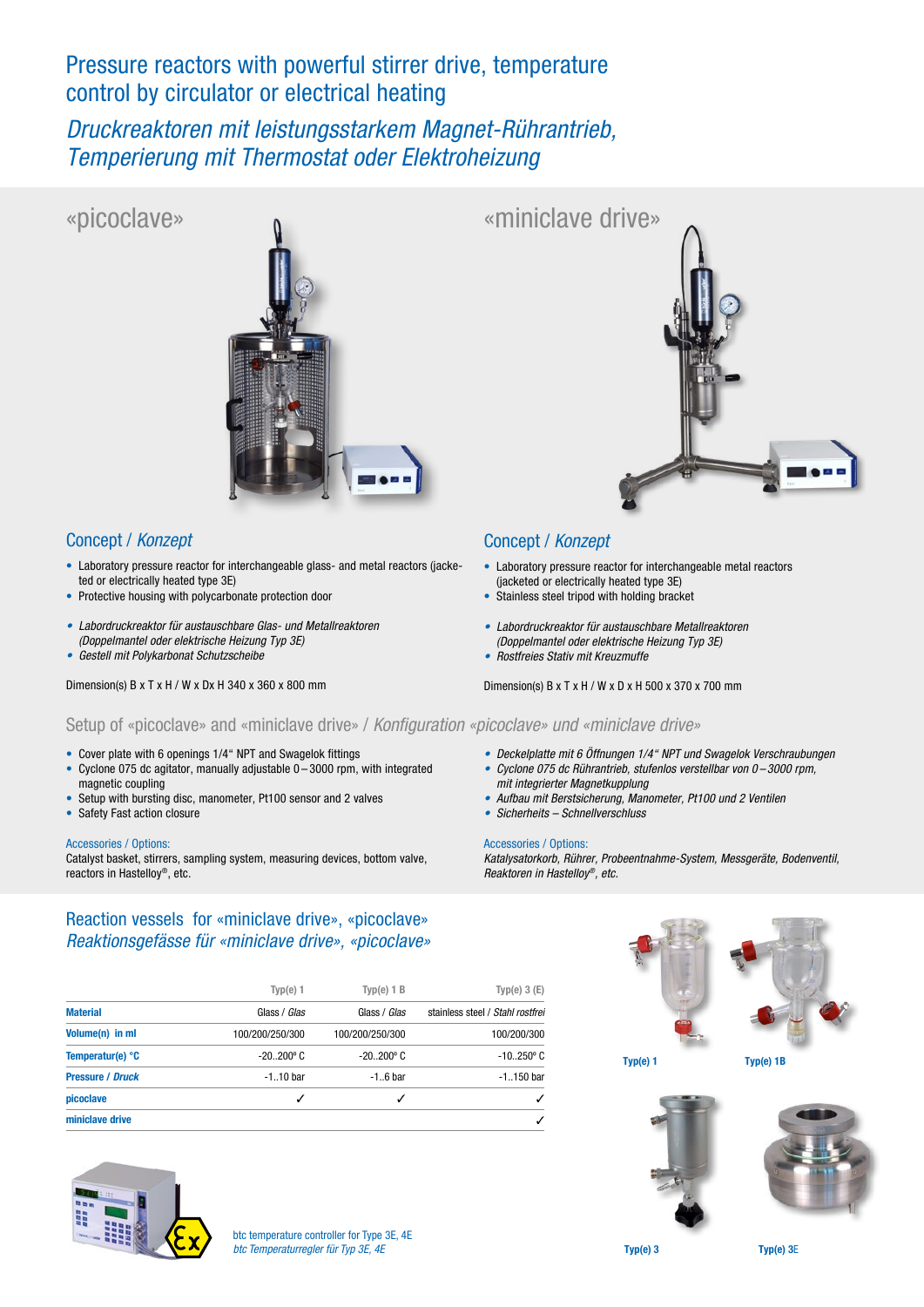# Pressure reactors with powerful stirrer drive, temperature control by circulator or electrical heating

*Druckreaktoren mit leistungsstarkem Magnet-Rührantrieb, Temperierung mit Thermostat oder Elektroheizung*

## «picoclave»

### Concept / *Konzept*

- Laboratory pressure reactor for interchangeable glass- and metal reactors (jacketed or electrically heated type 3E)
- Protective housing with polycarbonate protection door

- *Labordruckreaktor für austauschbare Glas- und Metallreaktoren (Doppelmantel oder elektrische Heizung Typ 3E)*
- *Gestell mit Polykarbonat Schutzscheibe*

Dimension(s) B x T x H / W x Dx H 340 x 360 x 800 mm

## «miniclave drive»

### Concept / *Konzept*

- Laboratory pressure reactor for interchangeable metal reactors (jacketed or electrically heated type 3E)
- Stainless steel tripod with holding bracket

- *Labordruckreaktor für austauschbare Metallreaktoren (Doppelmantel oder elektrische Heizung Typ 3E)*
- *Rostfreies Stativ mit Kreuzmuffe*

Dimension(s) B x T x H / W x D x H 500 x 370 x 700 mm

## Setup of «picoclave» and «miniclave drive» / *Konfiguration «picoclave» und «miniclave drive»*

- Cover plate with 6 openings 1/4" NPT and Swagelok fittings
- Cyclone 075 dc agitator, manually adjustable 0 – 3000 rpm, with integrated magnetic coupling
- Setup with bursting disc, manometer, Pt100 sensor and 2 valves
- Safety Fast action closure

Accessories / Options:
Catalyst basket, stirrers, sampling system, measuring devices, bottom valve, reactors in Hastelloy®, etc.

- *Deckelplatte mit 6 Öffnungen 1/4" NPT und Swagelok Verschraubungen*
- *Cyclone 075 dc Rührantrieb, stufenlos verstellbar von 0 – 3000 rpm, mit integrierter Magnetkupplung*
- *Aufbau mit Berstsicherung, Manometer, Pt100 und 2 Ventilen*
- *Sicherheits – Schnellverschluss*

Accessories / Options:
*Katalysatorkorb, Rührer, Probeentnahme-System, Messgeräte, Bodenventil, Reaktoren in Hastelloy®, etc.*

## Reaction vessels for «miniclave drive», «picoclave»

*Reaktionsgefässe für «miniclave drive», «picoclave»*

| | Typ(e) 1 | Typ(e) 1 B | Typ(e) 3 (E) |
|---|---|---|---|
| **Material** | Glass / *Glas* | Glass / *Glas* | stainless steel / *Stahl rostfrei* |
| **Volume(n) in ml** | 100/200/250/300 | 100/200/250/300 | 100/200/300 |
| **Temperature(r) °C** | -20..200° C | -20..200° C | -10..250° C |
| **Pressure / *Druck*** | -1..10 bar | -1..6 bar | -1..150 bar |
| **picoclave** | ✓ | ✓ | ✓ |
| **miniclave drive** | | | ✓ |

Typ(e) 1

Typ(e) 1B

Typ(e) 3

Typ(e) 3E

btc temperature controller for Type 3E, 4E
*btc Temperaturregler für Typ 3E, 4E*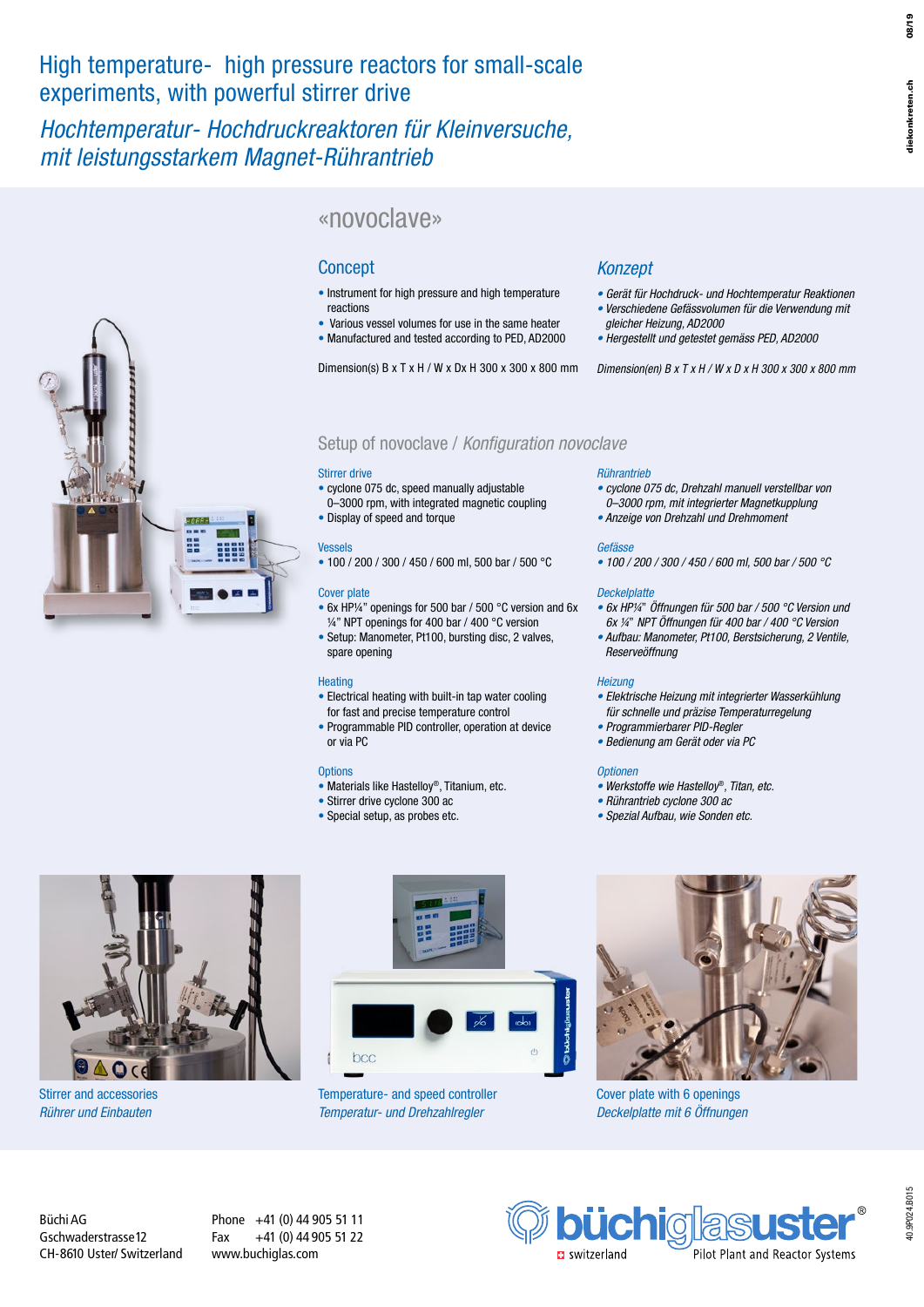# High temperature- high pressure reactors for small-scale experiments, with powerful stirrer drive

# *Hochtemperatur- Hochdruckreaktoren für Kleinversuche, mit leistungsstarkem Magnet-Rührantrieb*

## «novoclave»

### Concept

- Instrument for high pressure and high temperature reactions
- Various vessel volumes for use in the same heater
- Manufactured and tested according to PED, AD2000

Dimension(s) B x T x H / W x Dx H 300 x 300 x 800 mm

### *Konzept*

- *Gerät für Hochdruck- und Hochtemperatur Reaktionen*
- *Verschiedene Gefässvolumen für die Verwendung mit gleicher Heizung, AD2000*
- *Hergestellt und getestet gemäss PED, AD2000*

*Dimension(en) B x T x H / W x D x H 300 x 300 x 800 mm*

### Setup of novoclave / *Konfiguration novoclave*

**Stirrer drive**
- cyclone 075 dc, speed manually adjustable 0–3000 rpm, with integrated magnetic coupling
- Display of speed and torque

**Vessels**
- 100 / 200 / 300 / 450 / 600 ml, 500 bar / 500 °C

**Cover plate**
- 6x HP¼" openings for 500 bar / 500 °C version and 6x ¼" NPT openings for 400 bar / 400 °C version
- Setup: Manometer, Pt100, bursting disc, 2 valves, spare opening

**Heating**
- Electrical heating with built-in tap water cooling for fast and precise temperature control
- Programmable PID controller, operation at device or via PC

**Options**
- Materials like Hastelloy®, Titanium, etc.
- Stirrer drive cyclone 300 ac
- Special setup, as probes etc.

***Rührantrieb***
- *cyclone 075 dc, Drehzahl manuell verstellbar von 0–3000 rpm, mit integrierter Magnetkupplung*
- *Anzeige von Drehzahl und Drehmoment*

***Gefässe***
- *100 / 200 / 300 / 450 / 600 ml, 500 bar / 500 °C*

***Deckelplatte***
- *6x HP¼" Öffnungen für 500 bar / 500 °C Version und 6x ¼" NPT Öffnungen für 400 bar / 400 °C Version*
- *Aufbau: Manometer, Pt100, Berstsicherung, 2 Ventile, Reserveöffnung*

***Heizung***
- *Elektrische Heizung mit integrierter Wasserkühlung für schnelle und präzise Temperaturregelung*
- *Programmierbarer PID-Regler*
- *Bedienung am Gerät oder via PC*

***Optionen***
- *Werkstoffe wie Hastelloy®, Titan, etc.*
- *Rührantrieb cyclone 300 ac*
- *Spezial Aufbau, wie Sonden etc.*

Stirrer and accessories
*Rührer und Einbauten*

Temperature- and speed controller
*Temperatur- und Drehzahlregler*

Cover plate with 6 openings
*Deckelplatte mit 6 Öffnungen*

Büchi AG
Gschwaderstrasse 12
CH-8610 Uster/ Switzerland

Phone +41 (0) 44 905 51 11
Fax +41 (0) 44 905 51 22
www.buchiglas.com

büchiglasuster® switzerland — Pilot Plant and Reactor Systems